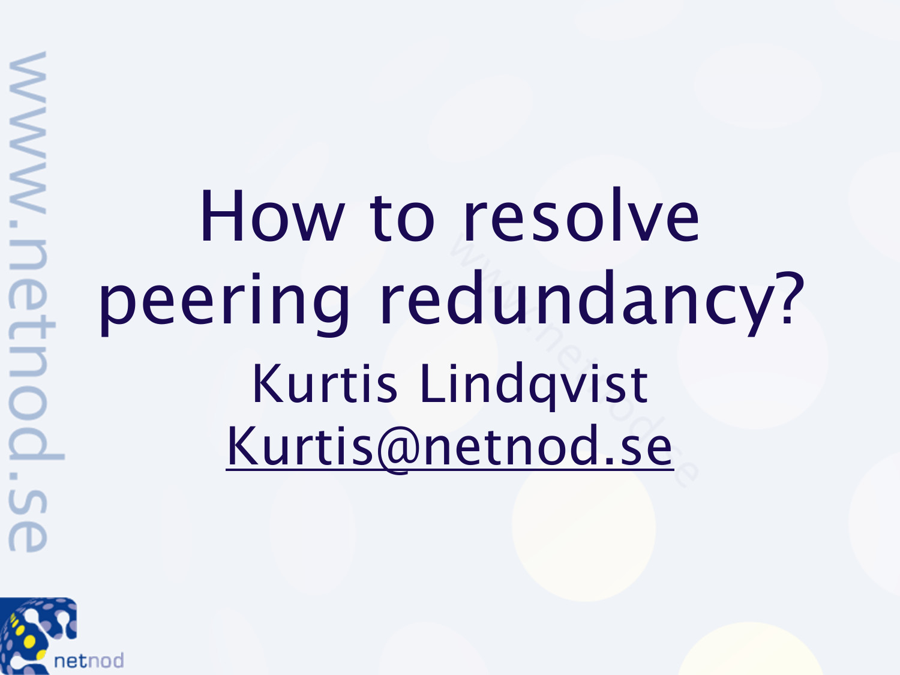# How to resolve peering redundancy?

Kurtis Lindqvist

Kurtis@netnod.se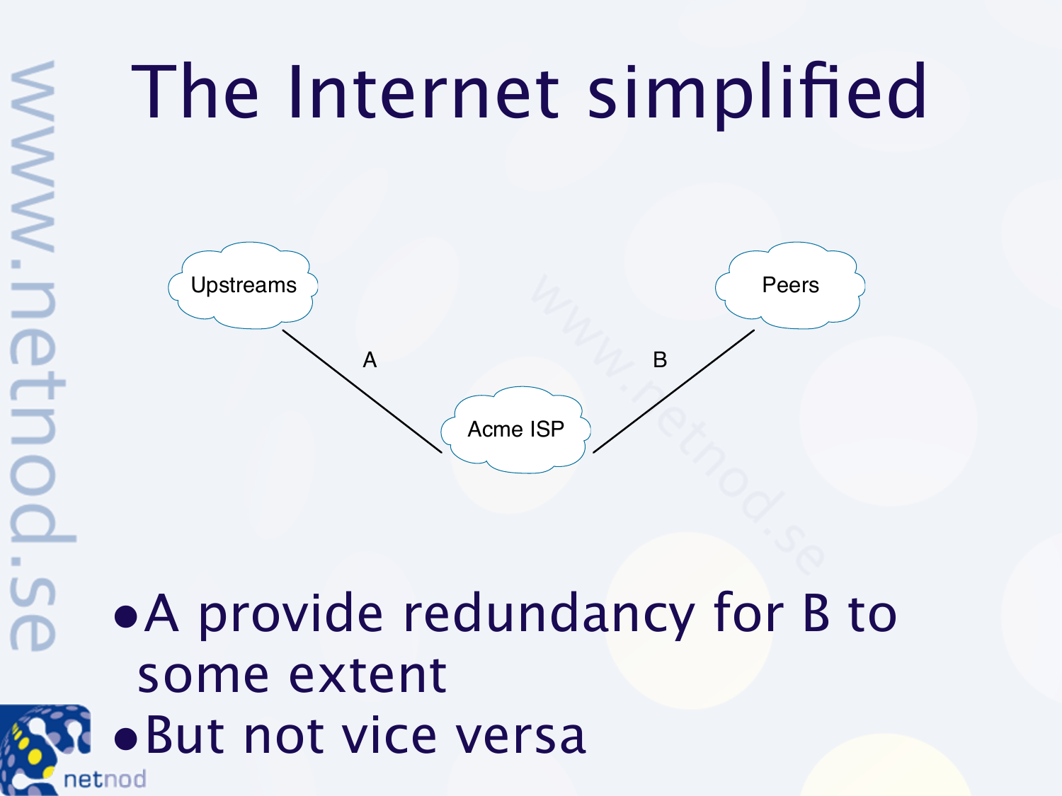# The Internet simplified

Upstreams

Peers

A

B

Acme ISP

- A provide redundancy for B to some extent
- But not vice versa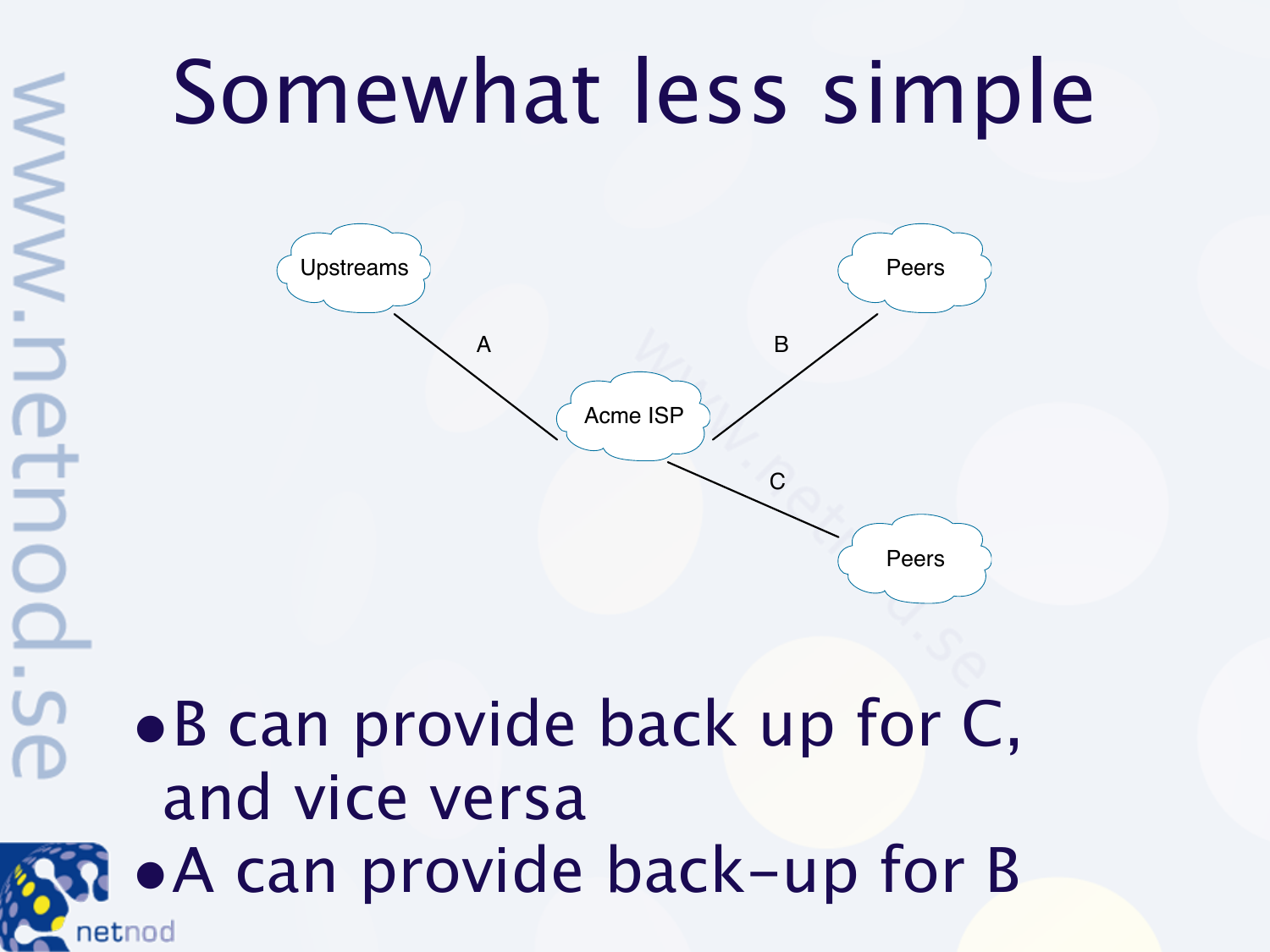# Somewhat less simple

- B can provide back up for C, and vice versa
- A can provide back-up for B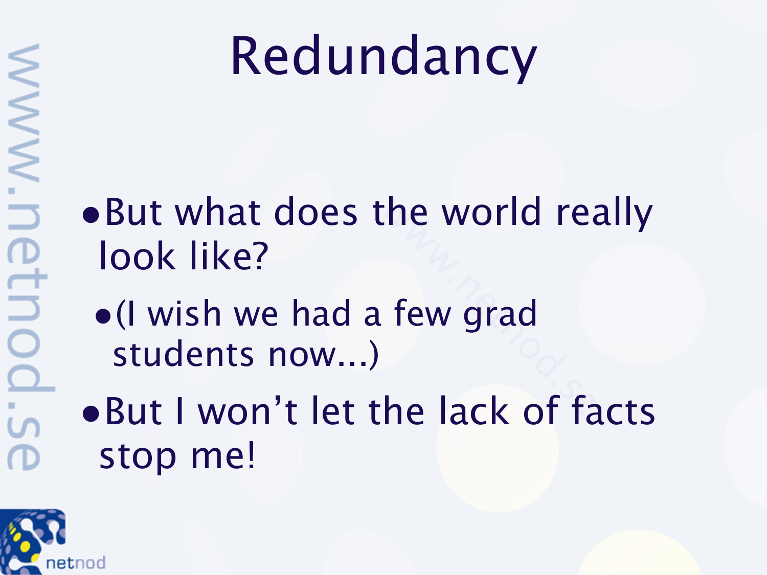# Redundancy

- But what does the world really look like?
  - (I wish we had a few grad students now...)
- But I won't let the lack of facts stop me!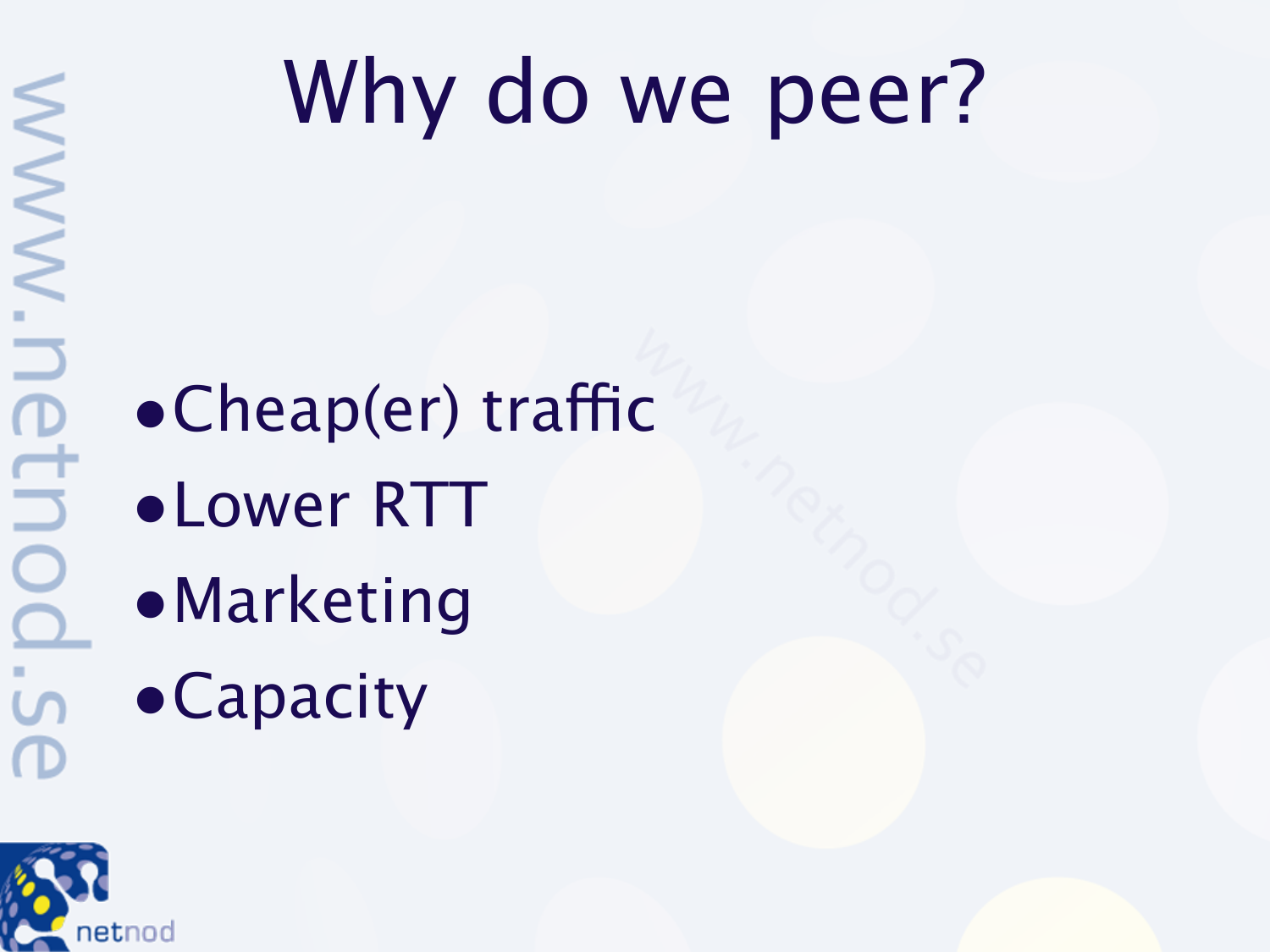# Why do we peer?

- Cheap(er) traffic
- Lower RTT
- Marketing
- Capacity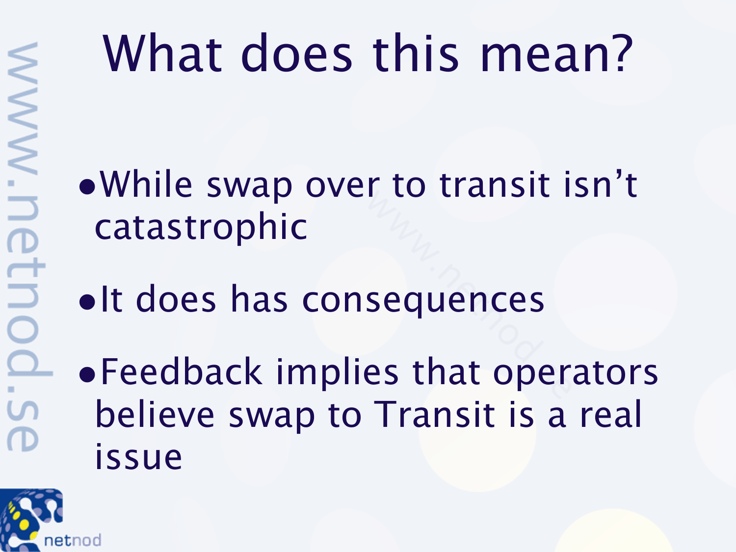# What does this mean?

- While swap over to transit isn't catastrophic
- It does has consequences
- Feedback implies that operators believe swap to Transit is a real issue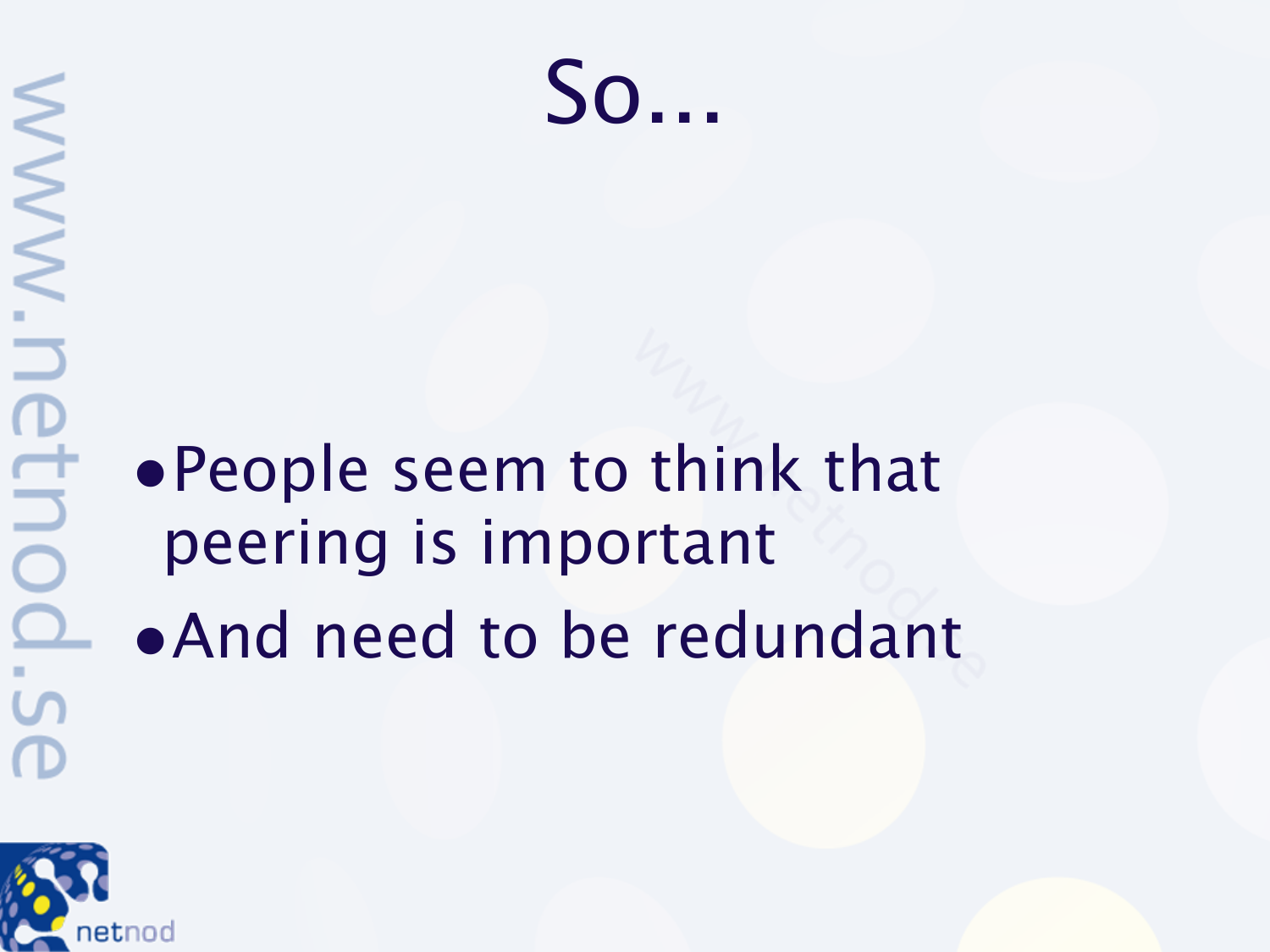# So...

- People seem to think that peering is important
- And need to be redundant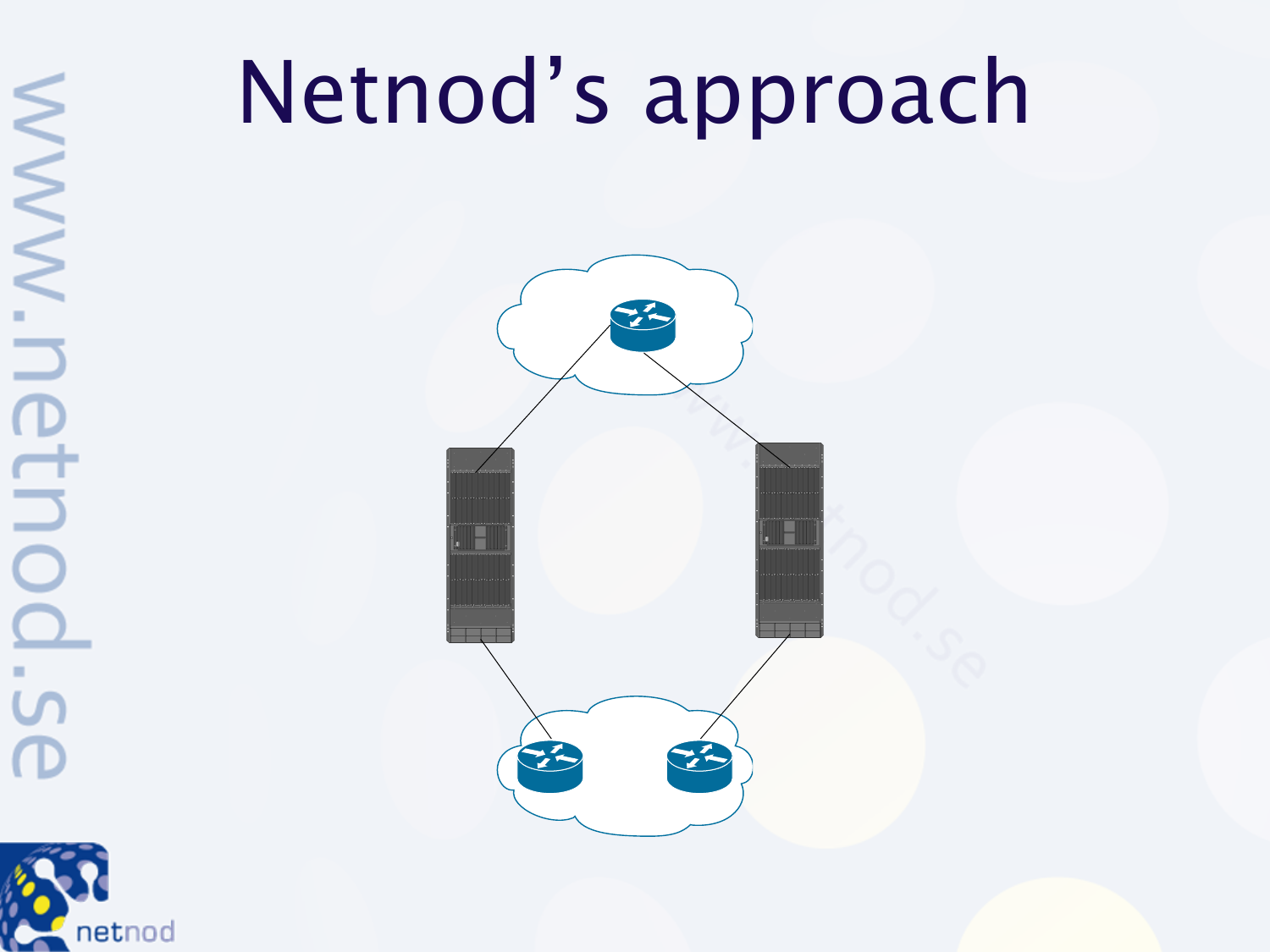# Netnod’s approach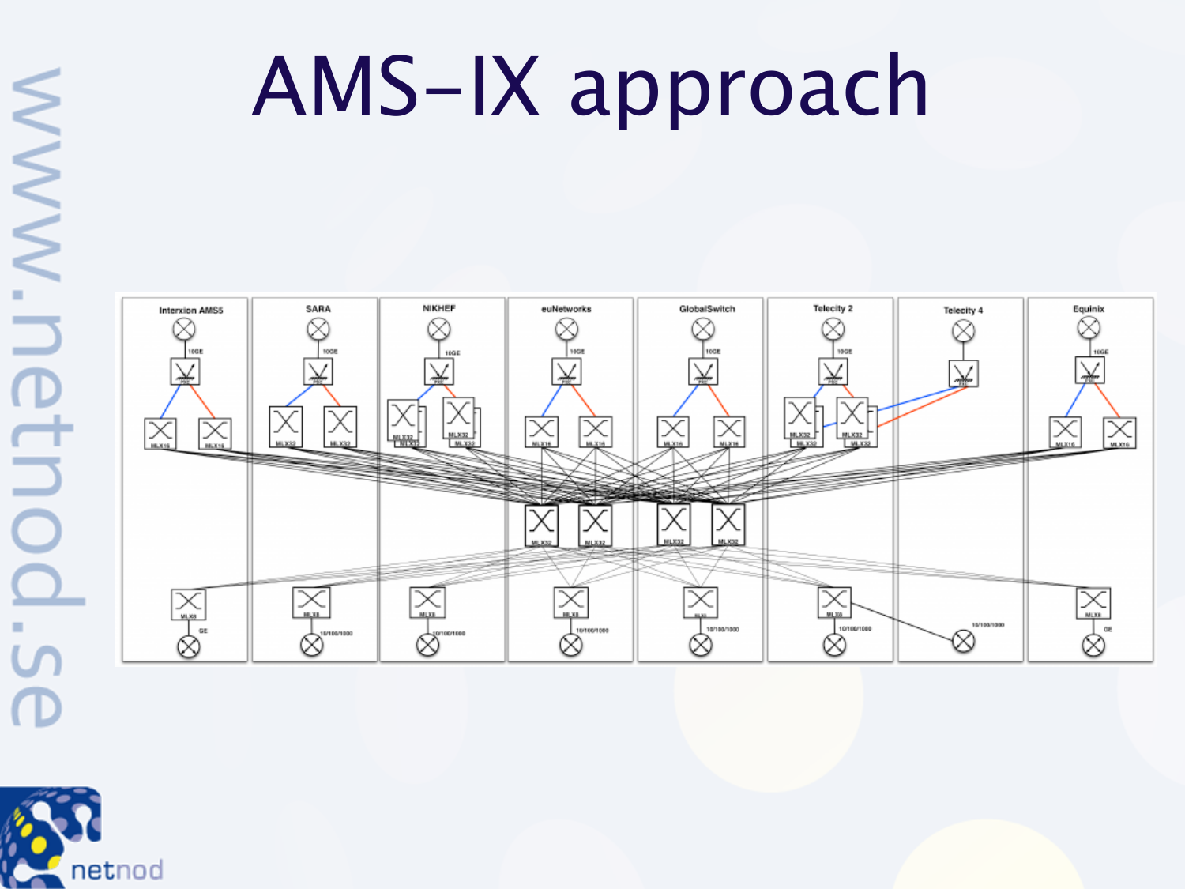# AMS-IX approach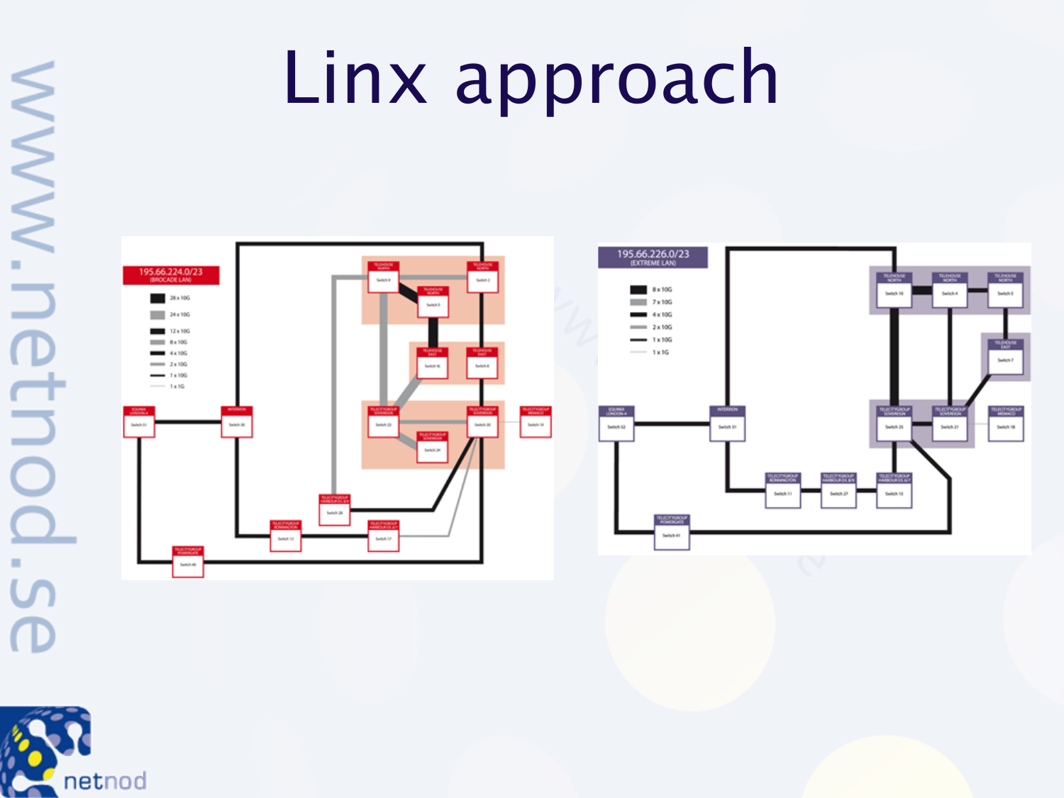# Linx approach

195.66.224.0/23 (BROCADE LAN)

- 28 x 10G
- 24 x 10G
- 12 x 10G
- 8 x 10G
- 4 x 10G
- 2 x 10G
- 1 x 10G
- 1 x 1G

195.66.226.0/23 (EXTREME LAN)

- 8 x 10G
- 7 x 10G
- 4 x 10G
- 2 x 10G
- 1 x 10G
- 1 x 1G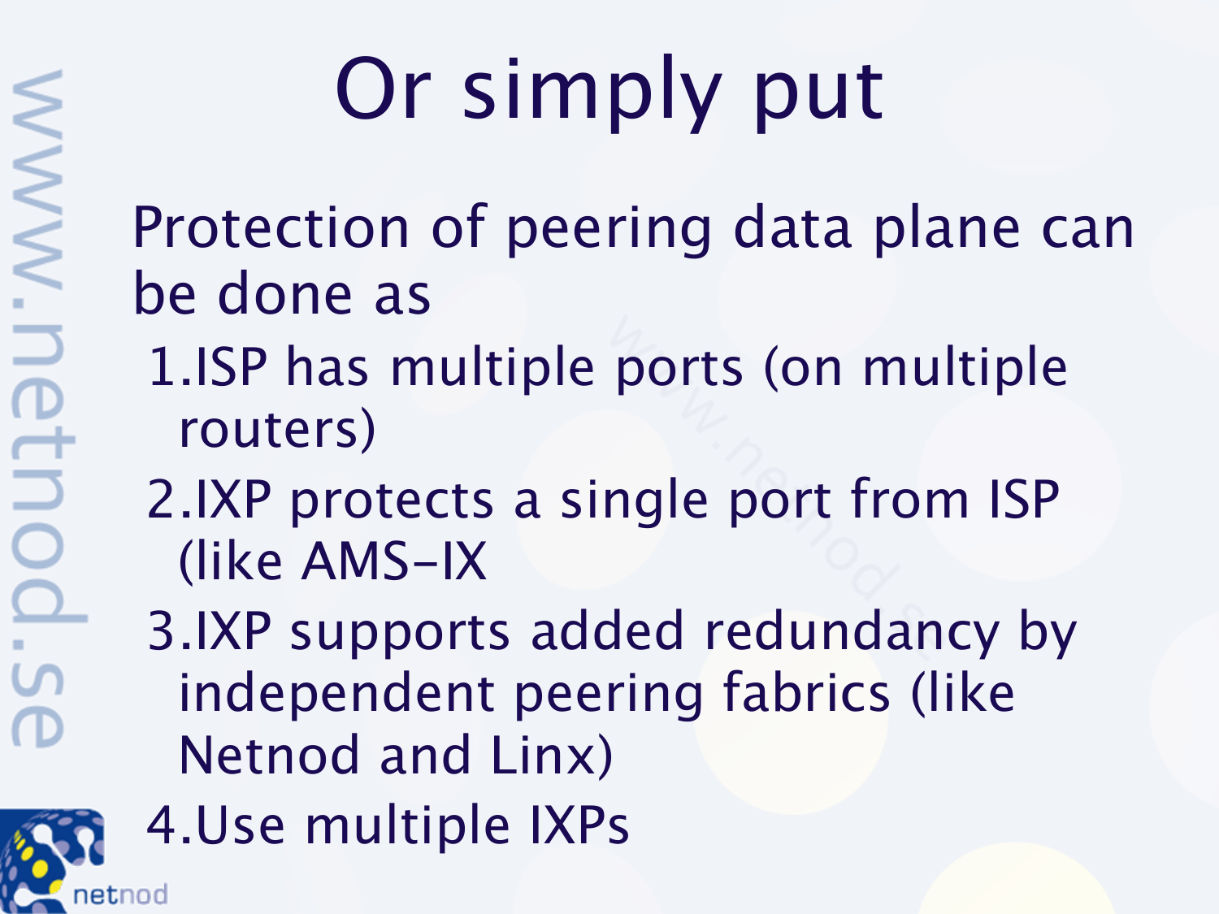# Or simply put

Protection of peering data plane can be done as

1. ISP has multiple ports (on multiple routers)
2. IXP protects a single port from ISP (like AMS-IX
3. IXP supports added redundancy by independent peering fabrics (like Netnod and Linx)
4. Use multiple IXPs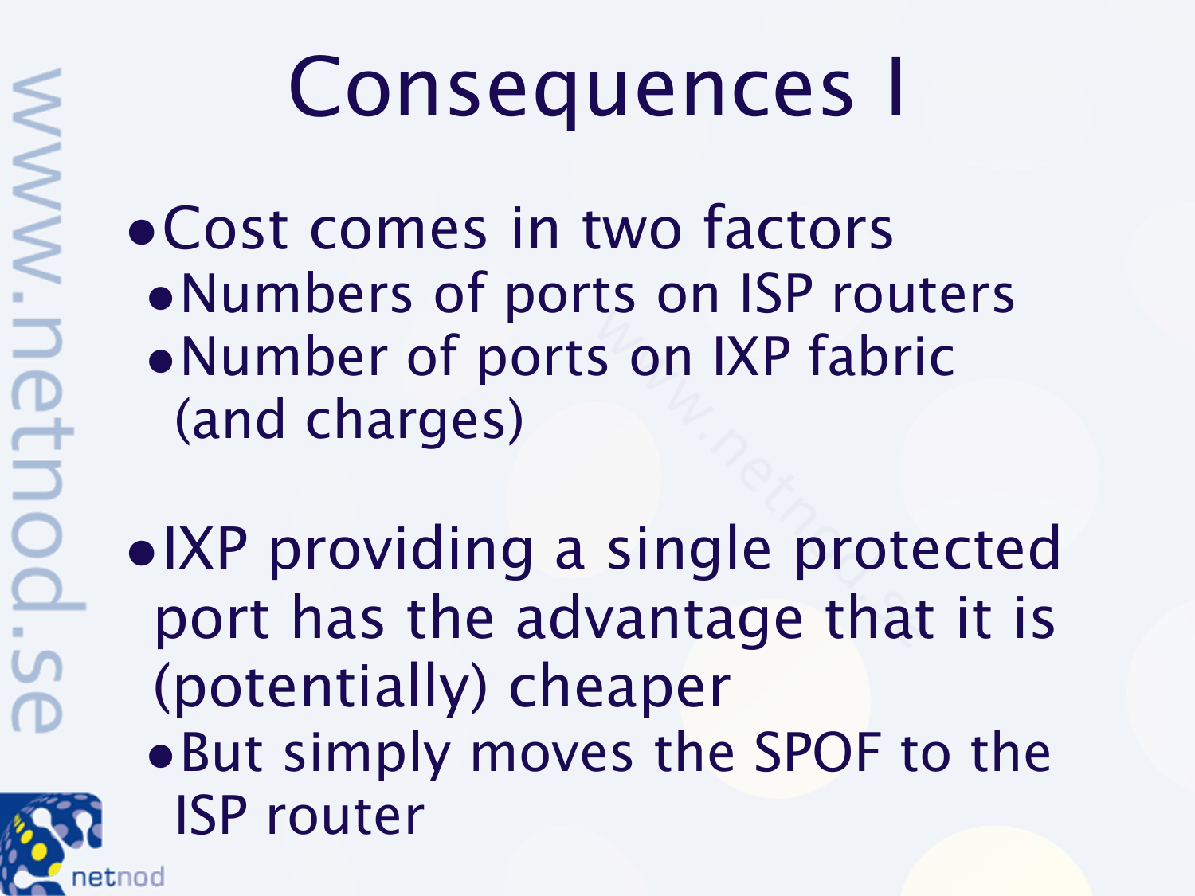# Consequences I

- Cost comes in two factors
  - Numbers of ports on ISP routers
  - Number of ports on IXP fabric (and charges)

- IXP providing a single protected port has the advantage that it is (potentially) cheaper
  - But simply moves the SPOF to the ISP router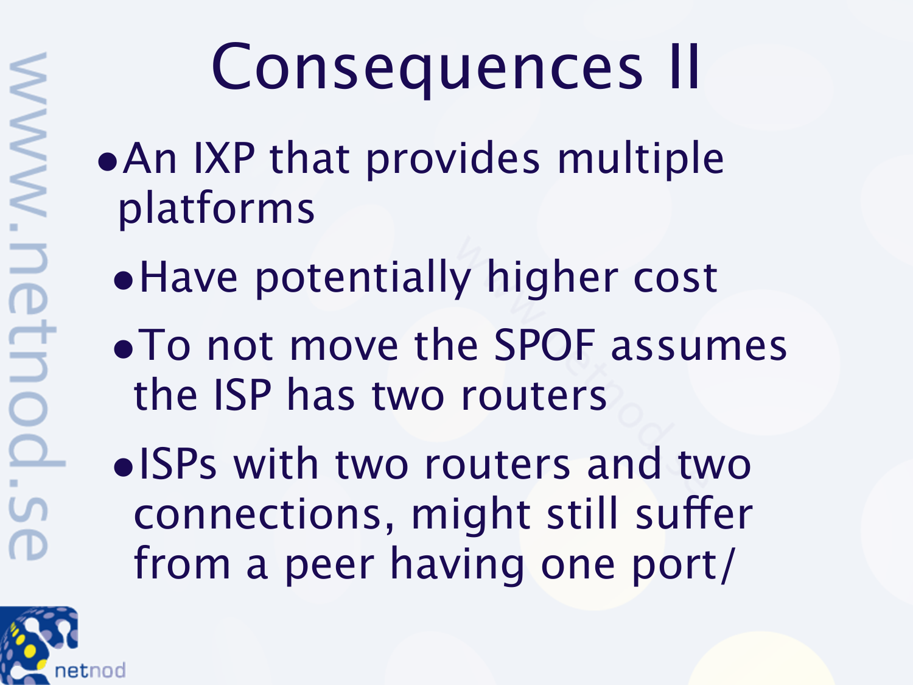# Consequences II

- An IXP that provides multiple platforms
  - Have potentially higher cost
  - To not move the SPOF assumes the ISP has two routers
  - ISPs with two routers and two connections, might still suffer from a peer having one port/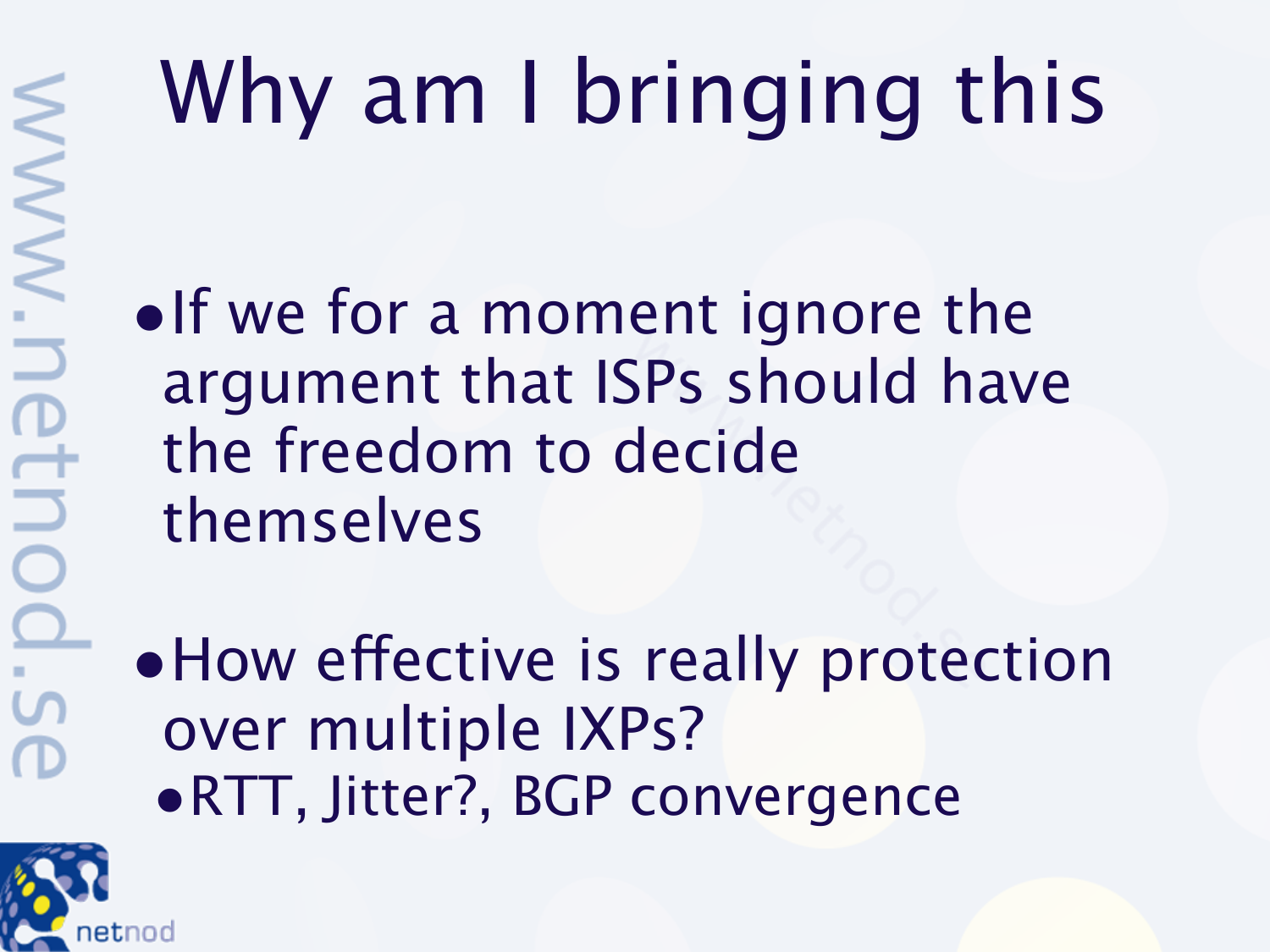# Why am I bringing this

- If we for a moment ignore the argument that ISPs should have the freedom to decide themselves
- How effective is really protection over multiple IXPs?
  - RTT, Jitter?, BGP convergence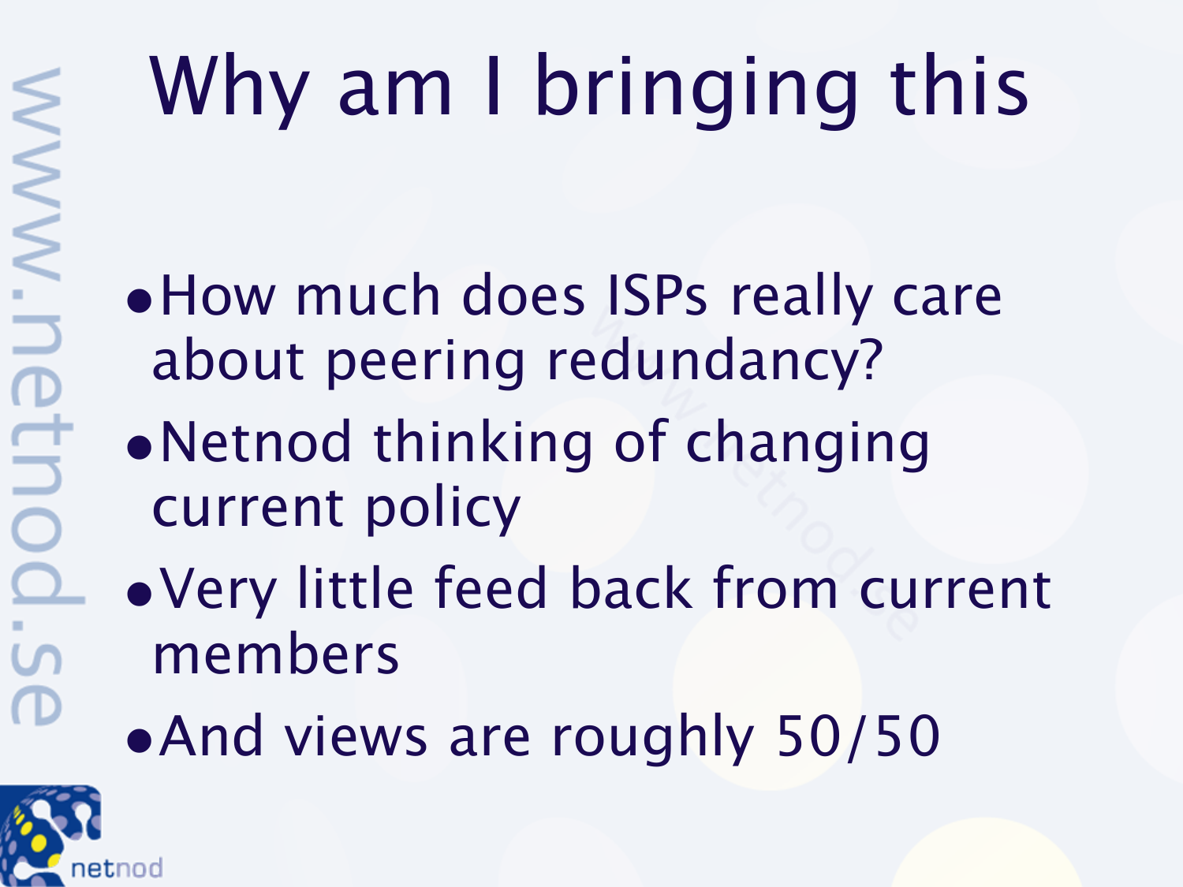# Why am I bringing this

- How much does ISPs really care about peering redundancy?
- Netnod thinking of changing current policy
- Very little feed back from current members
- And views are roughly 50/50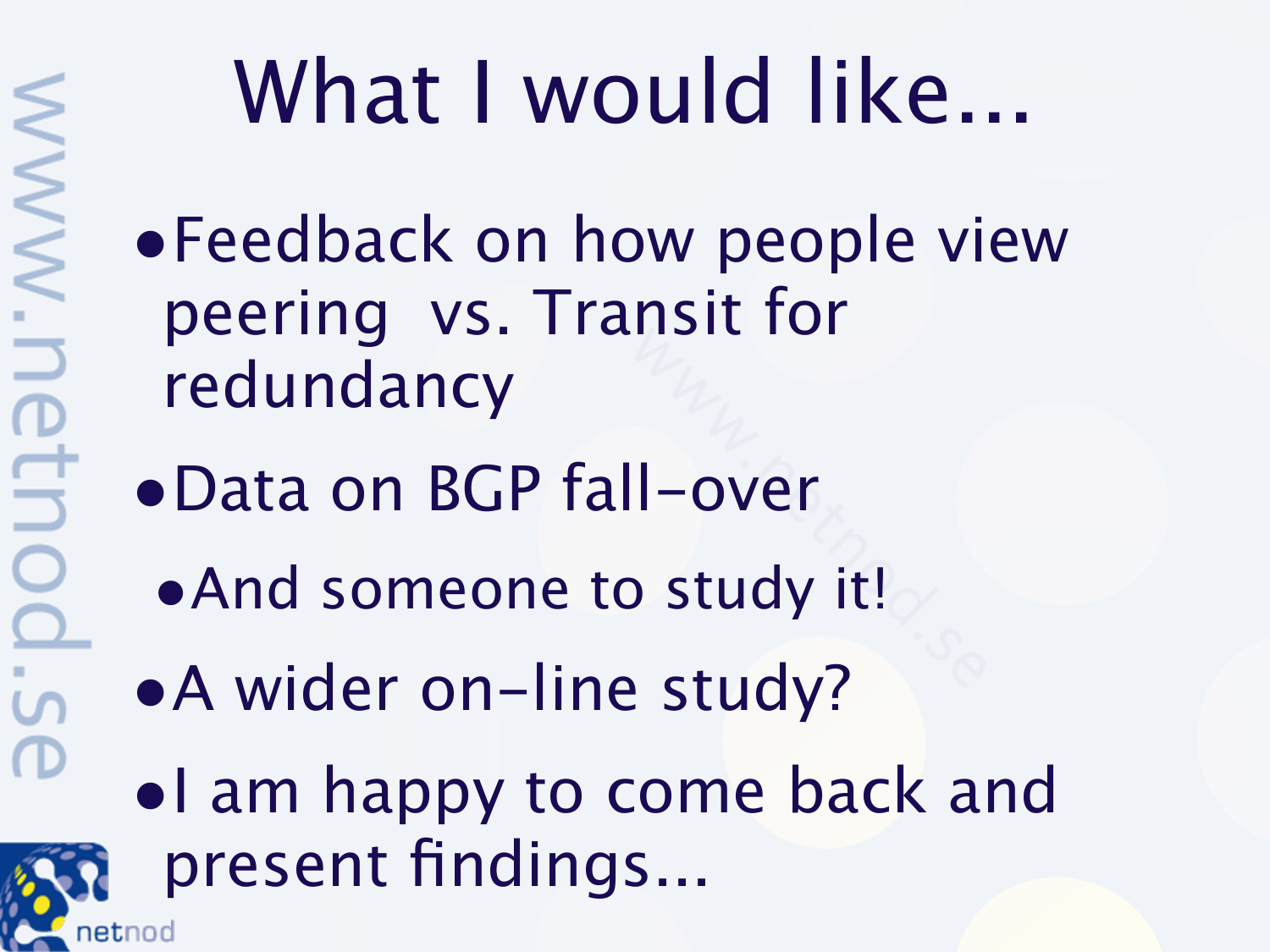# What I would like...

- Feedback on how people view peering  vs. Transit for redundancy
- Data on BGP fall-over
  - And someone to study it!
- A wider on-line study?
- I am happy to come back and present findings...